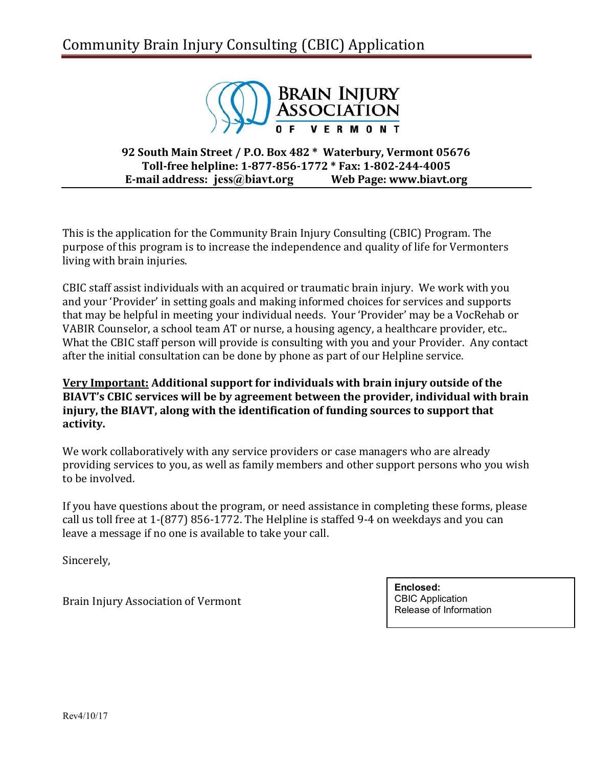# Community Brain Injury Consulting (CBIC) Application

**BRAIN INJURY ASSOCIATION OF VERMONT**

**92 South Main Street / P.O. Box 482 * Waterbury, Vermont 05676**
**Toll-free helpline: 1-877-856-1772 * Fax: 1-802-244-4005**
**E-mail address: jess@biavt.org Web Page: www.biavt.org**

---

This is the application for the Community Brain Injury Consulting (CBIC) Program. The purpose of this program is to increase the independence and quality of life for Vermonters living with brain injuries.

CBIC staff assist individuals with an acquired or traumatic brain injury. We work with you and your 'Provider' in setting goals and making informed choices for services and supports that may be helpful in meeting your individual needs. Your 'Provider' may be a VocRehab or VABIR Counselor, a school team AT or nurse, a housing agency, a healthcare provider, etc.. What the CBIC staff person will provide is consulting with you and your Provider. Any contact after the initial consultation can be done by phone as part of our Helpline service.

**<u>Very Important:</u> Additional support for individuals with brain injury outside of the BIAVT's CBIC services will be by agreement between the provider, individual with brain injury, the BIAVT, along with the identification of funding sources to support that activity.**

We work collaboratively with any service providers or case managers who are already providing services to you, as well as family members and other support persons who you wish to be involved.

If you have questions about the program, or need assistance in completing these forms, please call us toll free at 1-(877) 856-1772. The Helpline is staffed 9-4 on weekdays and you can leave a message if no one is available to take your call.

Sincerely,

Brain Injury Association of Vermont

**Enclosed:**
CBIC Application
Release of Information

Rev4/10/17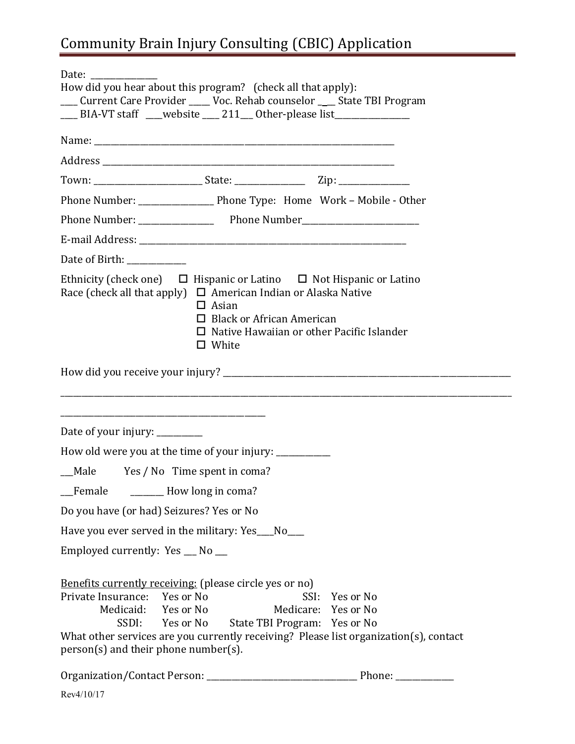# Community Brain Injury Consulting (CBIC) Application

Date: _______________

How did you hear about this program? (check all that apply):

____ Current Care Provider _____ Voc. Rehab counselor ____ State TBI Program

____ BIA-VT staff ____website ____ 211___ Other-please list_________________

Name: ___________________________________________________________________________

Address ________________________________________________________________________

Town: _________________________ State: ________________ Zip: ________________

Phone Number: __________________ Phone Type: Home Work – Mobile - Other

Phone Number: __________________ Phone Number___________________________

E-mail Address: ______________________________________________________________

Date of Birth: ______________

Ethnicity (check one) ☐ Hispanic or Latino ☐ Not Hispanic or Latino

Race (check all that apply)
- ☐ American Indian or Alaska Native
- ☐ Asian
- ☐ Black or African American
- ☐ Native Hawaiian or other Pacific Islander
- ☐ White

How did you receive your injury? ____________________________________________________________________________

________________________________________________________________________________________________________________

_________________________________________________

Date of your injury: ___________

How old were you at the time of your injury: _____________

___Male Yes / No Time spent in coma?

___Female ________ How long in coma?

Do you have (or had) Seizures? Yes or No

Have you ever served in the military: Yes____No____

Employed currently: Yes ___ No ___

Benefits currently receiving: (please circle yes or no)

| | | | |
|---|---|---|---|
| Private Insurance: | Yes or No | SSI: | Yes or No |
| Medicaid: | Yes or No | Medicare: | Yes or No |
| SSDI: | Yes or No | State TBI Program: | Yes or No |

What other services are you currently receiving? Please list organization(s), contact person(s) and their phone number(s).

Organization/Contact Person: ___________________________________ Phone: ______________

Rev4/10/17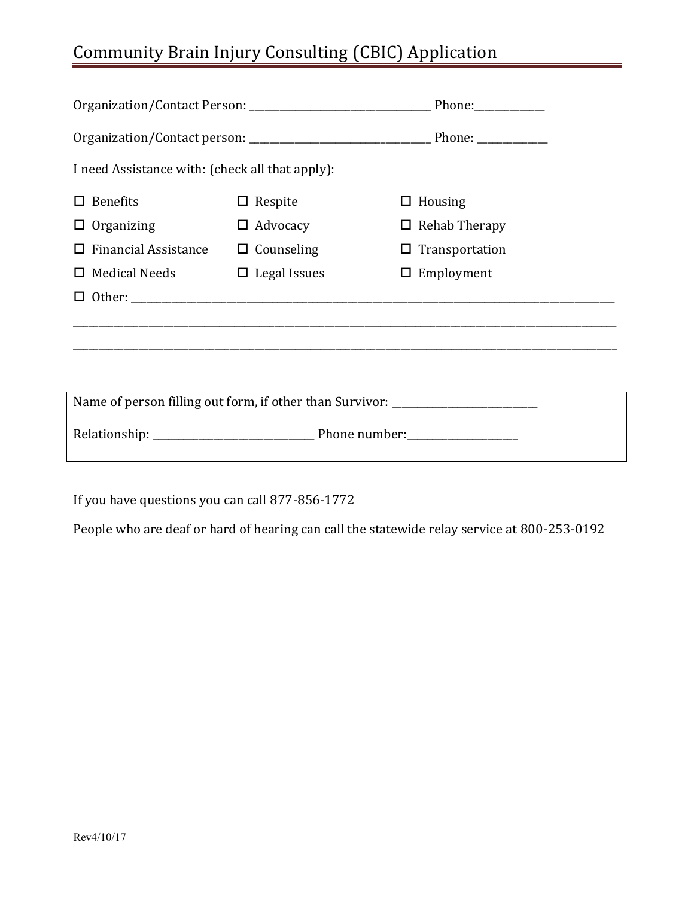# Community Brain Injury Consulting (CBIC) Application

Organization/Contact Person: ____________________________________ Phone:______________

Organization/Contact person: ____________________________________ Phone: ______________

<u>I need Assistance with:</u> (check all that apply):

| | | |
|---|---|---|
| ☐ Benefits | ☐ Respite | ☐ Housing |
| ☐ Organizing | ☐ Advocacy | ☐ Rehab Therapy |
| ☐ Financial Assistance | ☐ Counseling | ☐ Transportation |
| ☐ Medical Needs | ☐ Legal Issues | ☐ Employment |

☐ Other: ________________________________________________________________________________________________

__________________________________________________________________________________________________________

__________________________________________________________________________________________________________

Name of person filling out form, if other than Survivor: _____________________________

Relationship: _______________________________ Phone number:______________________

If you have questions you can call 877-856-1772

People who are deaf or hard of hearing can call the statewide relay service at 800-253-0192

Rev4/10/17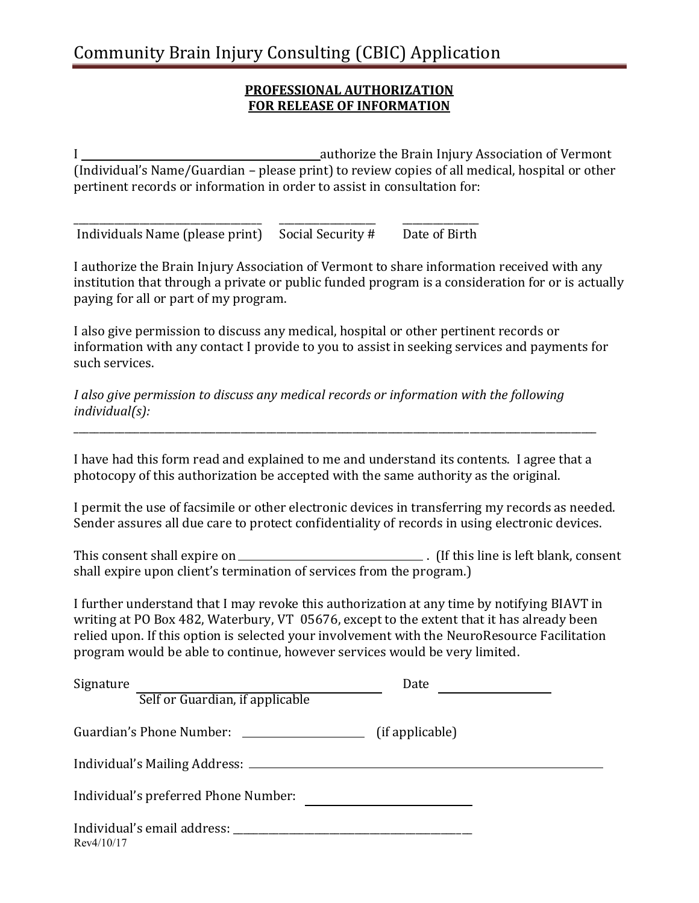# Community Brain Injury Consulting (CBIC) Application

**PROFESSIONAL AUTHORIZATION**
**FOR RELEASE OF INFORMATION**

I ______________________________ authorize the Brain Injury Association of Vermont (Individual's Name/Guardian – please print) to review copies of all medical, hospital or other pertinent records or information in order to assist in consultation for:

______________________________ ________________ ______________
Individuals Name (please print) Social Security # Date of Birth

I authorize the Brain Injury Association of Vermont to share information received with any institution that through a private or public funded program is a consideration for or is actually paying for all or part of my program.

I also give permission to discuss any medical, hospital or other pertinent records or information with any contact I provide to you to assist in seeking services and payments for such services.

*I also give permission to discuss any medical records or information with the following individual(s):*
____________________________________________________________________________

I have had this form read and explained to me and understand its contents. I agree that a photocopy of this authorization be accepted with the same authority as the original.

I permit the use of facsimile or other electronic devices in transferring my records as needed. Sender assures all due care to protect confidentiality of records in using electronic devices.

This consent shall expire on ______________________ . (If this line is left blank, consent shall expire upon client's termination of services from the program.)

I further understand that I may revoke this authorization at any time by notifying BIAVT in writing at PO Box 482, Waterbury, VT 05676, except to the extent that it has already been relied upon. If this option is selected your involvement with the NeuroResource Facilitation program would be able to continue, however services would be very limited.

Signature ______________________________ Date ________________
Self or Guardian, if applicable

Guardian's Phone Number: ________________ (if applicable)

Individual's Mailing Address: ______________________________________________

Individual's preferred Phone Number: ______________________

Individual's email address: ______________________________

Rev4/10/17